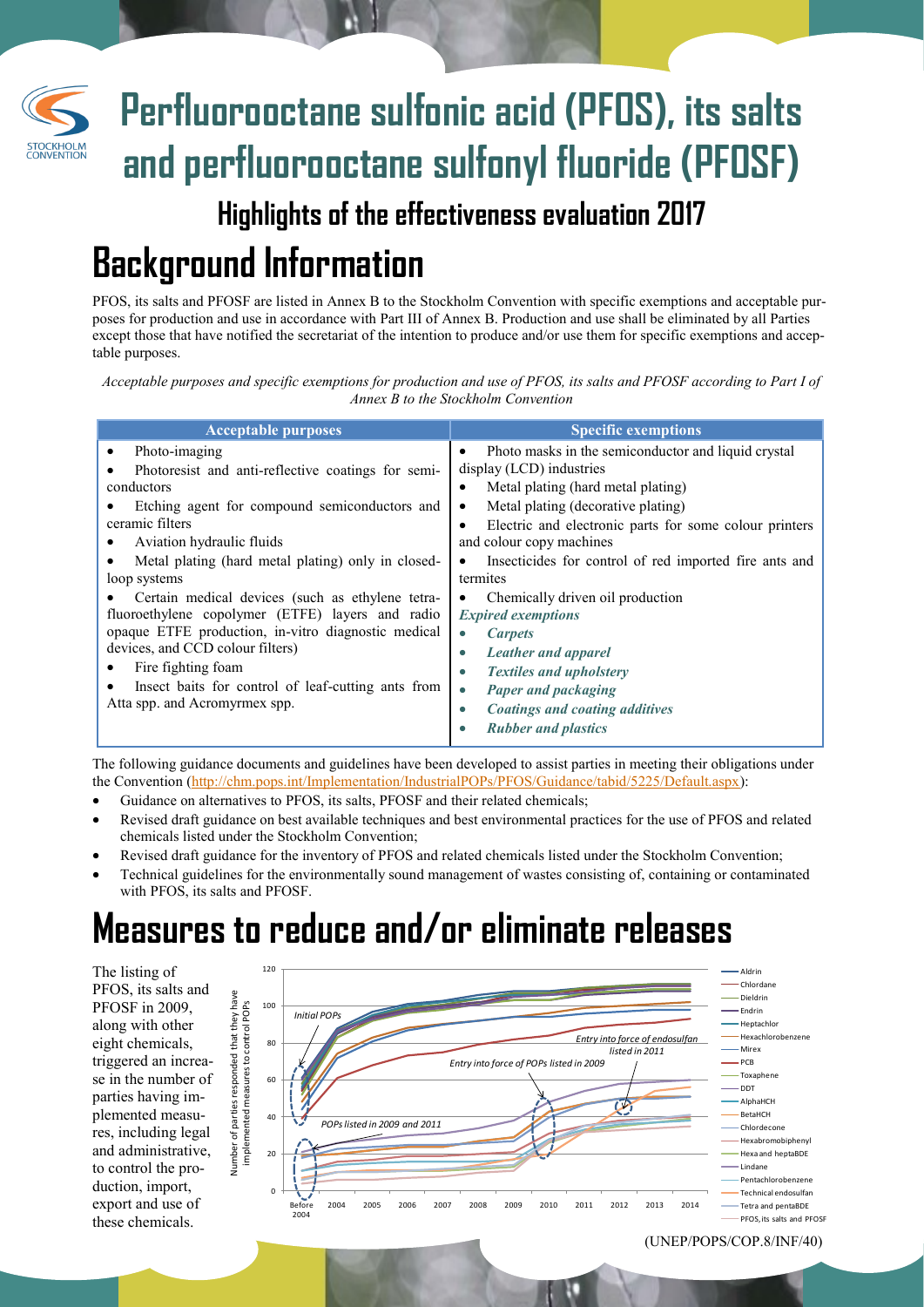# Perfluorooctane sulfonic acid (PFOS), its salts and perfluorooctane sulfonyl fluoride (PFOSF)

## Highlights of the effectiveness evaluation 2017

# Background Information

PFOS, its salts and PFOSF are listed in Annex B to the Stockholm Convention with specific exemptions and acceptable purposes for production and use in accordance with Part III of Annex B. Production and use shall be eliminated by all Parties except those that have notified the secretariat of the intention to produce and/or use them for specific exemptions and acceptable purposes.

*Acceptable purposes and specific exemptions for production and use of PFOS, its salts and PFOSF according to Part I of Annex B to the Stockholm Convention*

| Acceptable purposes | Specific exemptions |
|---|---|
| • Photo-imaging<br>• Photoresist and anti-reflective coatings for semi-conductors<br>• Etching agent for compound semiconductors and ceramic filters<br>• Aviation hydraulic fluids<br>• Metal plating (hard metal plating) only in closed-loop systems<br>• Certain medical devices (such as ethylene tetrafluoroethylene copolymer (ETFE) layers and radio opaque ETFE production, in-vitro diagnostic medical devices, and CCD colour filters)<br>• Fire fighting foam<br>• Insect baits for control of leaf-cutting ants from Atta spp. and Acromyrmex spp. | • Photo masks in the semiconductor and liquid crystal display (LCD) industries<br>• Metal plating (hard metal plating)<br>• Metal plating (decorative plating)<br>• Electric and electronic parts for some colour printers and colour copy machines<br>• Insecticides for control of red imported fire ants and termites<br>• Chemically driven oil production<br>***Expired exemptions***<br>• ***Carpets***<br>• ***Leather and apparel***<br>• ***Textiles and upholstery***<br>• ***Paper and packaging***<br>• ***Coatings and coating additives***<br>• ***Rubber and plastics*** |

The following guidance documents and guidelines have been developed to assist parties in meeting their obligations under the Convention (http://chm.pops.int/Implementation/IndustrialPOPs/PFOS/Guidance/tabid/5225/Default.aspx):

- Guidance on alternatives to PFOS, its salts, PFOSF and their related chemicals;
- Revised draft guidance on best available techniques and best environmental practices for the use of PFOS and related chemicals listed under the Stockholm Convention;
- Revised draft guidance for the inventory of PFOS and related chemicals listed under the Stockholm Convention;
- Technical guidelines for the environmentally sound management of wastes consisting of, containing or contaminated with PFOS, its salts and PFOSF.

# Measures to reduce and/or eliminate releases

The listing of PFOS, its salts and PFOSF in 2009, along with other eight chemicals, triggered an increase in the number of parties having implemented measures, including legal and administrative, to control the production, import, export and use of these chemicals.

(UNEP/POPS/COP.8/INF/40)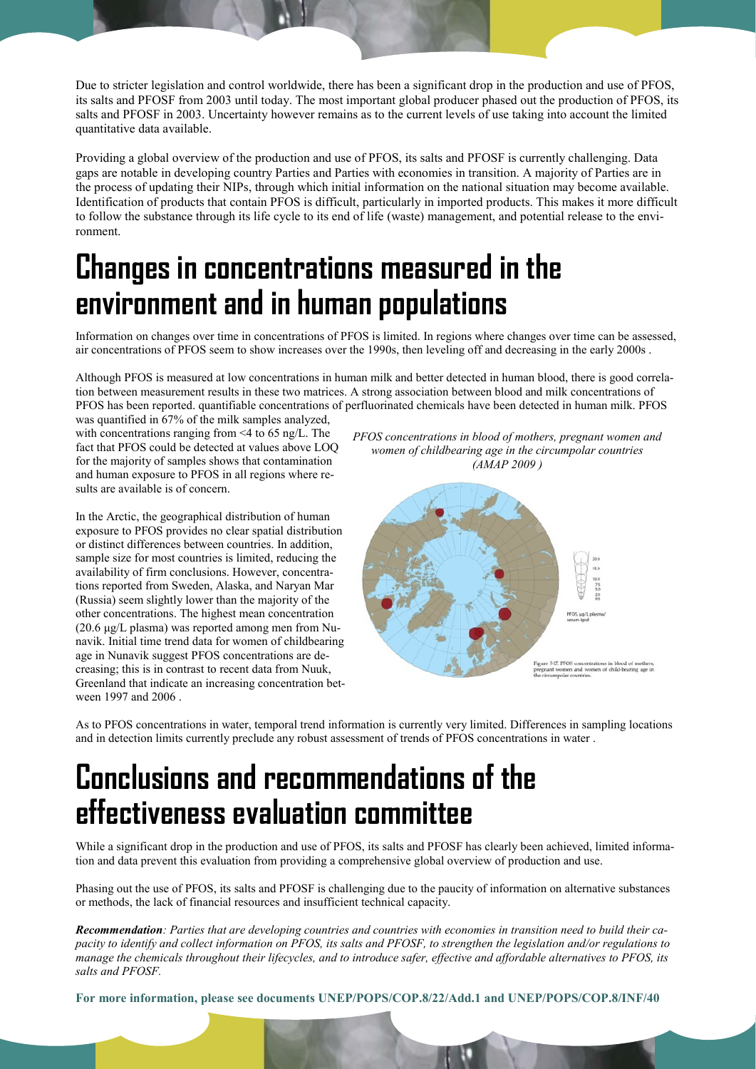Due to stricter legislation and control worldwide, there has been a significant drop in the production and use of PFOS, its salts and PFOSF from 2003 until today. The most important global producer phased out the production of PFOS, its salts and PFOSF in 2003. Uncertainty however remains as to the current levels of use taking into account the limited quantitative data available.

Providing a global overview of the production and use of PFOS, its salts and PFOSF is currently challenging. Data gaps are notable in developing country Parties and Parties with economies in transition. A majority of Parties are in the process of updating their NIPs, through which initial information on the national situation may become available. Identification of products that contain PFOS is difficult, particularly in imported products. This makes it more difficult to follow the substance through its life cycle to its end of life (waste) management, and potential release to the environment.

# Changes in concentrations measured in the environment and in human populations

Information on changes over time in concentrations of PFOS is limited. In regions where changes over time can be assessed, air concentrations of PFOS seem to show increases over the 1990s, then leveling off and decreasing in the early 2000s .

Although PFOS is measured at low concentrations in human milk and better detected in human blood, there is good correlation between measurement results in these two matrices. A strong association between blood and milk concentrations of PFOS has been reported. quantifiable concentrations of perfluorinated chemicals have been detected in human milk. PFOS was quantified in 67% of the milk samples analyzed, with concentrations ranging from <4 to 65 ng/L. The fact that PFOS could be detected at values above LOQ for the majority of samples shows that contamination and human exposure to PFOS in all regions where results are available is of concern.

In the Arctic, the geographical distribution of human exposure to PFOS provides no clear spatial distribution or distinct differences between countries. In addition, sample size for most countries is limited, reducing the availability of firm conclusions. However, concentrations reported from Sweden, Alaska, and Naryan Mar (Russia) seem slightly lower than the majority of the other concentrations. The highest mean concentration (20.6 µg/L plasma) was reported among men from Nunavik. Initial time trend data for women of childbearing age in Nunavik suggest PFOS concentrations are decreasing; this is in contrast to recent data from Nuuk, Greenland that indicate an increasing concentration between 1997 and 2006 .

*PFOS concentrations in blood of mothers, pregnant women and women of childbearing age in the circumpolar countries (AMAP 2009 )*

20.5
15.5
10.0
7.5
5.0
2.5
0.5
PFOS, µg/L plasma/serum lipid

Figure 9.17. PFOS concentrations in blood of mothers, pregnant women and women of child-bearing age in the circumpolar countries.

As to PFOS concentrations in water, temporal trend information is currently very limited. Differences in sampling locations and in detection limits currently preclude any robust assessment of trends of PFOS concentrations in water .

# Conclusions and recommendations of the effectiveness evaluation committee

While a significant drop in the production and use of PFOS, its salts and PFOSF has clearly been achieved, limited information and data prevent this evaluation from providing a comprehensive global overview of production and use.

Phasing out the use of PFOS, its salts and PFOSF is challenging due to the paucity of information on alternative substances or methods, the lack of financial resources and insufficient technical capacity.

***Recommendation****: Parties that are developing countries and countries with economies in transition need to build their capacity to identify and collect information on PFOS, its salts and PFOSF, to strengthen the legislation and/or regulations to manage the chemicals throughout their lifecycles, and to introduce safer, effective and affordable alternatives to PFOS, its salts and PFOSF.*

**For more information, please see documents UNEP/POPS/COP.8/22/Add.1 and UNEP/POPS/COP.8/INF/40**